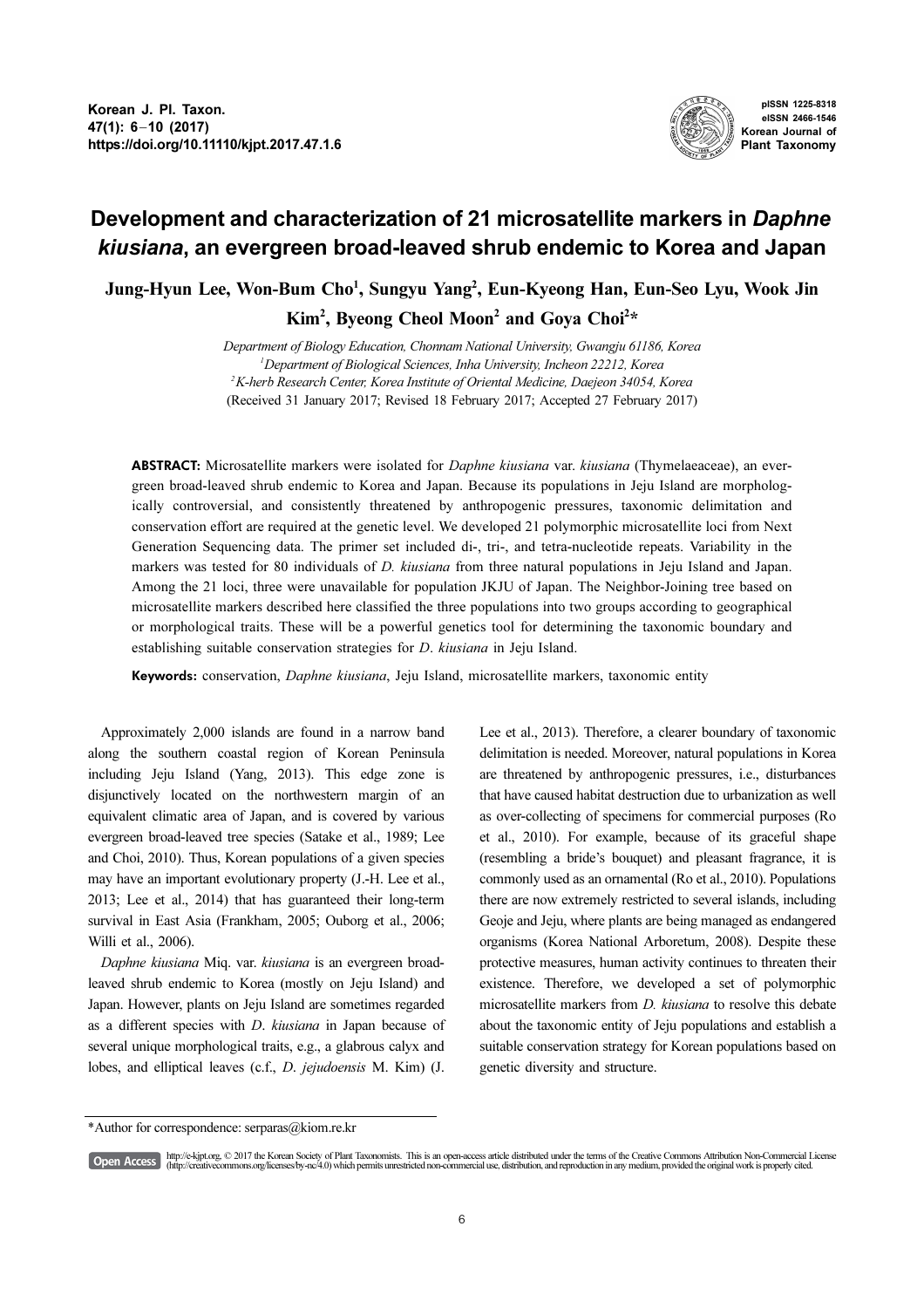# Development and characterization of 21 microsatellite markers in *Daphne kiusiana*, an evergreen broad-leaved shrub endemic to Korea and Japan

Jung-Hyun Lee, Won-Bum Cho[1], Sungyu Yang[2], Eun-Kyeong Han, Eun-Seo Lyu, Wook Jin Kim[2], Byeong Cheol Moon[2] and Goya Choi[2]*

*Department of Biology Education, Chonnam National University, Gwangju 61186, Korea*
[1]*Department of Biological Sciences, Inha University, Incheon 22212, Korea*
[2]*K-herb Research Center, Korea Institute of Oriental Medicine, Daejeon 34054, Korea*
(Received 31 January 2017; Revised 18 February 2017; Accepted 27 February 2017)

**ABSTRACT:** Microsatellite markers were isolated for *Daphne kiusiana* var. *kiusiana* (Thymelaeaceae), an evergreen broad-leaved shrub endemic to Korea and Japan. Because its populations in Jeju Island are morphologically controversial, and consistently threatened by anthropogenic pressures, taxonomic delimitation and conservation effort are required at the genetic level. We developed 21 polymorphic microsatellite loci from Next Generation Sequencing data. The primer set included di-, tri-, and tetra-nucleotide repeats. Variability in the markers was tested for 80 individuals of *D. kiusiana* from three natural populations in Jeju Island and Japan. Among the 21 loci, three were unavailable for population JKJU of Japan. The Neighbor-Joining tree based on microsatellite markers described here classified the three populations into two groups according to geographical or morphological traits. These will be a powerful genetics tool for determining the taxonomic boundary and establishing suitable conservation strategies for *D. kiusiana* in Jeju Island.

**Keywords:** conservation, *Daphne kiusiana*, Jeju Island, microsatellite markers, taxonomic entity

Approximately 2,000 islands are found in a narrow band along the southern coastal region of Korean Peninsula including Jeju Island (Yang, 2013). This edge zone is disjunctively located on the northwestern margin of an equivalent climatic area of Japan, and is covered by various evergreen broad-leaved tree species (Satake et al., 1989; Lee and Choi, 2010). Thus, Korean populations of a given species may have an important evolutionary property (J.-H. Lee et al., 2013; Lee et al., 2014) that has guaranteed their long-term survival in East Asia (Frankham, 2005; Ouborg et al., 2006; Willi et al., 2006).

*Daphne kiusiana* Miq. var. *kiusiana* is an evergreen broad-leaved shrub endemic to Korea (mostly on Jeju Island) and Japan. However, plants on Jeju Island are sometimes regarded as a different species with *D. kiusiana* in Japan because of several unique morphological traits, e.g., a glabrous calyx and lobes, and elliptical leaves (c.f., *D. jejudoensis* M. Kim) (J. Lee et al., 2013). Therefore, a clearer boundary of taxonomic delimitation is needed. Moreover, natural populations in Korea are threatened by anthropogenic pressures, i.e., disturbances that have caused habitat destruction due to urbanization as well as over-collecting of specimens for commercial purposes (Ro et al., 2010). For example, because of its graceful shape (resembling a bride's bouquet) and pleasant fragrance, it is commonly used as an ornamental (Ro et al., 2010). Populations there are now extremely restricted to several islands, including Geoje and Jeju, where plants are being managed as endangered organisms (Korea National Arboretum, 2008). Despite these protective measures, human activity continues to threaten their existence. Therefore, we developed a set of polymorphic microsatellite markers from *D. kiusiana* to resolve this debate about the taxonomic entity of Jeju populations and establish a suitable conservation strategy for Korean populations based on genetic diversity and structure.

*Author for correspondence: serparas@kiom.re.kr

Open Access http://e-kjpt.org, © 2017 the Korean Society of Plant Taxonomists. This is an open-access article distributed under the terms of the Creative Commons Attribution Non-Commercial License (http://creativecommons.org/licenses/by-nc/4.0) which permits unrestricted non-commercial use, distribution, and reproduction in any medium, provided the original work is properly cited.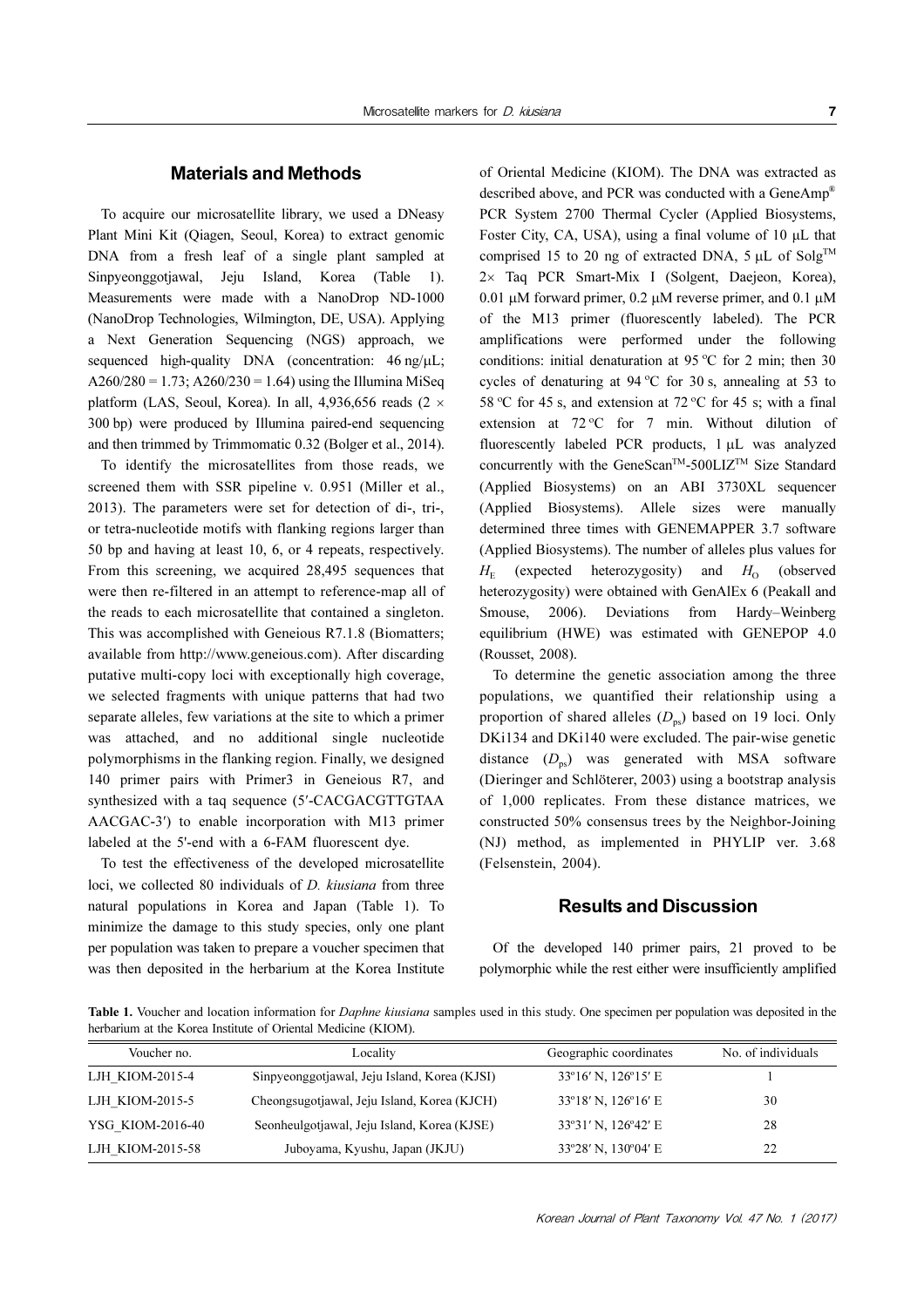## Materials and Methods

To acquire our microsatellite library, we used a DNeasy Plant Mini Kit (Qiagen, Seoul, Korea) to extract genomic DNA from a fresh leaf of a single plant sampled at Sinpyeonggotjawal, Jeju Island, Korea (Table 1). Measurements were made with a NanoDrop ND-1000 (NanoDrop Technologies, Wilmington, DE, USA). Applying a Next Generation Sequencing (NGS) approach, we sequenced high-quality DNA (concentration: 46 ng/μL; A260/280 = 1.73; A260/230 = 1.64) using the Illumina MiSeq platform (LAS, Seoul, Korea). In all, 4,936,656 reads (2 × 300 bp) were produced by Illumina paired-end sequencing and then trimmed by Trimmomatic 0.32 (Bolger et al., 2014).

To identify the microsatellites from those reads, we screened them with SSR pipeline v. 0.951 (Miller et al., 2013). The parameters were set for detection of di-, tri-, or tetra-nucleotide motifs with flanking regions larger than 50 bp and having at least 10, 6, or 4 repeats, respectively. From this screening, we acquired 28,495 sequences that were then re-filtered in an attempt to reference-map all of the reads to each microsatellite that contained a singleton. This was accomplished with Geneious R7.1.8 (Biomatters; available from http://www.geneious.com). After discarding putative multi-copy loci with exceptionally high coverage, we selected fragments with unique patterns that had two separate alleles, few variations at the site to which a primer was attached, and no additional single nucleotide polymorphisms in the flanking region. Finally, we designed 140 primer pairs with Primer3 in Geneious R7, and synthesized with a taq sequence (5′-CACGACGTTGTAA AACGAC-3′) to enable incorporation with M13 primer labeled at the 5′-end with a 6-FAM fluorescent dye.

To test the effectiveness of the developed microsatellite loci, we collected 80 individuals of *D. kiusiana* from three natural populations in Korea and Japan (Table 1). To minimize the damage to this study species, only one plant per population was taken to prepare a voucher specimen that was then deposited in the herbarium at the Korea Institute of Oriental Medicine (KIOM). The DNA was extracted as described above, and PCR was conducted with a GeneAmp® PCR System 2700 Thermal Cycler (Applied Biosystems, Foster City, CA, USA), using a final volume of 10 μL that comprised 15 to 20 ng of extracted DNA, 5 μL of Solg™ 2× Taq PCR Smart-Mix I (Solgent, Daejeon, Korea), 0.01 μM forward primer, 0.2 μM reverse primer, and 0.1 μM of the M13 primer (fluorescently labeled). The PCR amplifications were performed under the following conditions: initial denaturation at 95 °C for 2 min; then 30 cycles of denaturing at 94 °C for 30 s, annealing at 53 to 58 °C for 45 s, and extension at 72 °C for 45 s; with a final extension at 72 °C for 7 min. Without dilution of fluorescently labeled PCR products, 1 μL was analyzed concurrently with the GeneScan™-500LIZ™ Size Standard (Applied Biosystems) on an ABI 3730XL sequencer (Applied Biosystems). Allele sizes were manually determined three times with GENEMAPPER 3.7 software (Applied Biosystems). The number of alleles plus values for $H_E$ (expected heterozygosity) and $H_O$ (observed heterozygosity) were obtained with GenAlEx 6 (Peakall and Smouse, 2006). Deviations from Hardy–Weinberg equilibrium (HWE) was estimated with GENEPOP 4.0 (Rousset, 2008).

To determine the genetic association among the three populations, we quantified their relationship using a proportion of shared alleles ($D_{ps}$) based on 19 loci. Only DKi134 and DKi140 were excluded. The pair-wise genetic distance ($D_{ps}$) was generated with MSA software (Dieringer and Schlöterer, 2003) using a bootstrap analysis of 1,000 replicates. From these distance matrices, we constructed 50% consensus trees by the Neighbor-Joining (NJ) method, as implemented in PHYLIP ver. 3.68 (Felsenstein, 2004).

## Results and Discussion

Of the developed 140 primer pairs, 21 proved to be polymorphic while the rest either were insufficiently amplified

**Table 1.** Voucher and location information for *Daphne kiusiana* samples used in this study. One specimen per population was deposited in the herbarium at the Korea Institute of Oriental Medicine (KIOM).

| Voucher no. | Locality | Geographic coordinates | No. of individuals |
|---|---|---|---|
| LJH_KIOM-2015-4 | Sinpyeonggotjawal, Jeju Island, Korea (KJSI) | 33º16′ N, 126º15′ E | 1 |
| LJH_KIOM-2015-5 | Cheongsugotjawal, Jeju Island, Korea (KJCH) | 33º18′ N, 126º16′ E | 30 |
| YSG_KIOM-2016-40 | Seonheulgotjawal, Jeju Island, Korea (KJSE) | 33º31′ N, 126º42′ E | 28 |
| LJH_KIOM-2015-58 | Juboyama, Kyushu, Japan (JKJU) | 33º28′ N, 130º04′ E | 22 |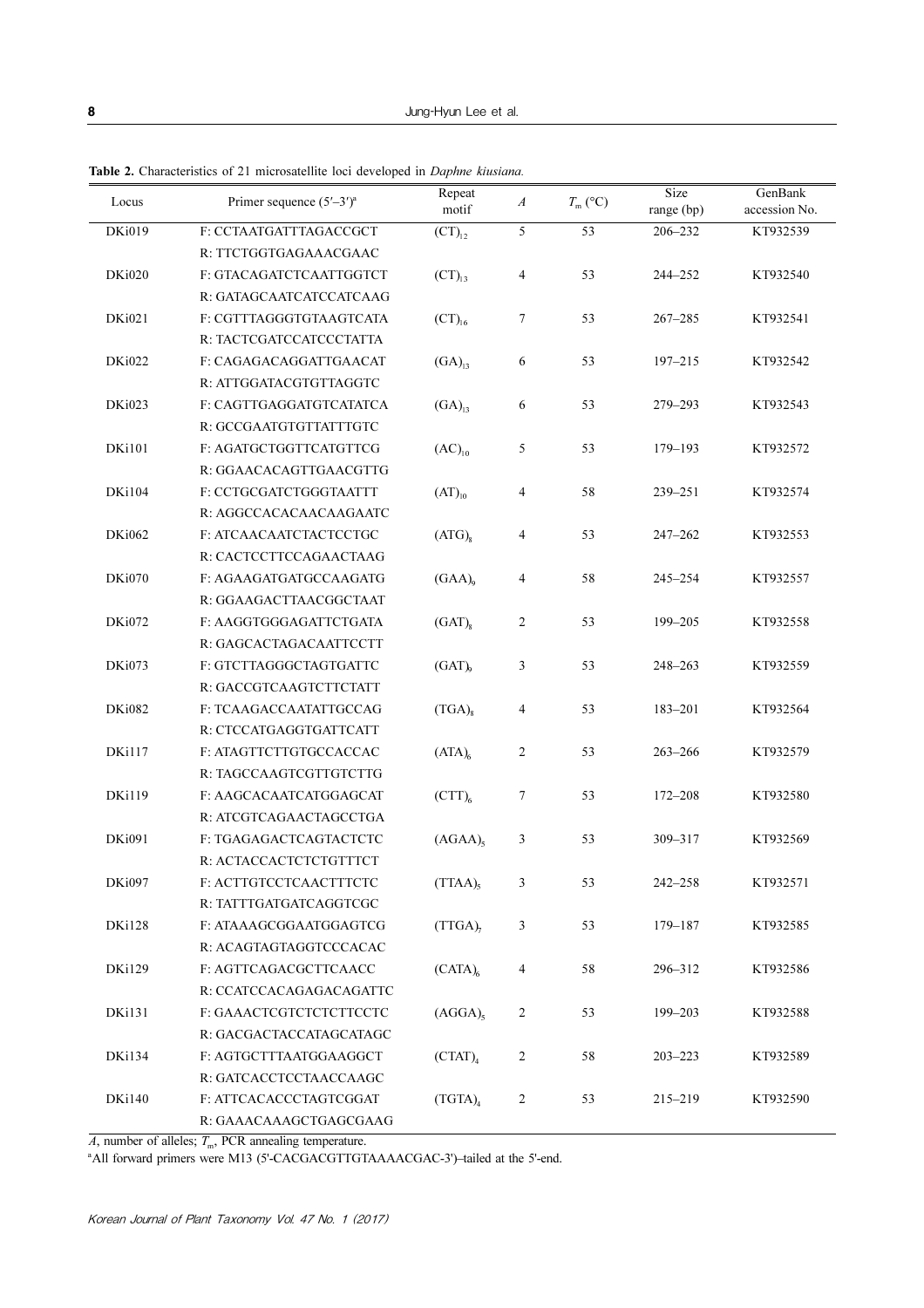**Table 2.** Characteristics of 21 microsatellite loci developed in *Daphne kiusiana.*

| Locus | Primer sequence (5′–3′)[a] | Repeat motif | $A$ | $T_m$ (°C) | Size range (bp) | GenBank accession No. |
|---|---|---|---|---|---|---|
| DKi019 | F: CCTAATGATTTAGACCGCT<br>R: TTCTGGTGAGAAACGAAC | $(CT)_{12}$ | 5 | 53 | 206–232 | KT932539 |
| DKi020 | F: GTACAGATCTCAATTGGTCT<br>R: GATAGCAATCATCCATCAAG | $(CT)_{13}$ | 4 | 53 | 244–252 | KT932540 |
| DKi021 | F: CGTTTAGGGTGTAAGTCATA<br>R: TACTCGATCCATCCCTATTA | $(CT)_{16}$ | 7 | 53 | 267–285 | KT932541 |
| DKi022 | F: CAGAGACAGGATTGAACAT<br>R: ATTGGATACGTGTTAGGTC | $(GA)_{13}$ | 6 | 53 | 197–215 | KT932542 |
| DKi023 | F: CAGTTGAGGATGTCATATCA<br>R: GCCGAATGTGTTATTTGTC | $(GA)_{13}$ | 6 | 53 | 279–293 | KT932543 |
| DKi101 | F: AGATGCTGGTTCATGTTCG<br>R: GGAACACAGTTGAACGTTG | $(AC)_{10}$ | 5 | 53 | 179–193 | KT932572 |
| DKi104 | F: CCTGCGATCTGGGTAATTT<br>R: AGGCCACACAACAAGAATC | $(AT)_{10}$ | 4 | 58 | 239–251 | KT932574 |
| DKi062 | F: ATCAACAATCTACTCCTGC<br>R: CACTCCTTCCAGAACTAAG | $(ATG)_8$ | 4 | 53 | 247–262 | KT932553 |
| DKi070 | F: AGAAGATGATGCCAAGATG<br>R: GGAAGACTTAACGGCTAAT | $(GAA)_9$ | 4 | 58 | 245–254 | KT932557 |
| DKi072 | F: AAGGTGGGAGATTCTGATA<br>R: GAGCACTAGACAATTCCTT | $(GAT)_8$ | 2 | 53 | 199–205 | KT932558 |
| DKi073 | F: GTCTTAGGGCTAGTGATTC<br>R: GACCGTCAAGTCTTCTATT | $(GAT)_9$ | 3 | 53 | 248–263 | KT932559 |
| DKi082 | F: TCAAGACCAATATTGCCAG<br>R: CTCCATGAGGTGATTCATT | $(TGA)_8$ | 4 | 53 | 183–201 | KT932564 |
| DKi117 | F: ATAGTTCTTGTGCCACCAC<br>R: TAGCCAAGTCGTTGTCTTG | $(ATA)_6$ | 2 | 53 | 263–266 | KT932579 |
| DKi119 | F: AAGCACAATCATGGAGCAT<br>R: ATCGTCAGAACTAGCCTGA | $(CTT)_6$ | 7 | 53 | 172–208 | KT932580 |
| DKi091 | F: TGAGAGACTCAGTACTCTC<br>R: ACTACCACTCTCTGTTTCT | $(AGAA)_5$ | 3 | 53 | 309–317 | KT932569 |
| DKi097 | F: ACTTGTCCTCAACTTTCTC<br>R: TATTTGATGATCAGGTCGC | $(TTAA)_5$ | 3 | 53 | 242–258 | KT932571 |
| DKi128 | F: ATAAAGCGGAATGGAGTCG<br>R: ACAGTAGTAGGTCCCACAC | $(TTGA)_7$ | 3 | 53 | 179–187 | KT932585 |
| DKi129 | F: AGTTCAGACGCTTCAACC<br>R: CCATCCACAGAGACAGATTC | $(CATA)_6$ | 4 | 58 | 296–312 | KT932586 |
| DKi131 | F: GAAACTCGTCTCTCTTCCTC<br>R: GACGACTACCATAGCATAGC | $(AGGA)_5$ | 2 | 53 | 199–203 | KT932588 |
| DKi134 | F: AGTGCTTTAATGGAAGGCT<br>R: GATCACCTCCTAACCAAGC | $(CTAT)_4$ | 2 | 58 | 203–223 | KT932589 |
| DKi140 | F: ATTCACACCCTAGTCGGAT<br>R: GAAACAAAGCTGAGCGAAG | $(TGTA)_4$ | 2 | 53 | 215–219 | KT932590 |

$A$, number of alleles; $T_m$, PCR annealing temperature.

[a]All forward primers were M13 (5'-CACGACGTTGTAAAACGAC-3')–tailed at the 5'-end.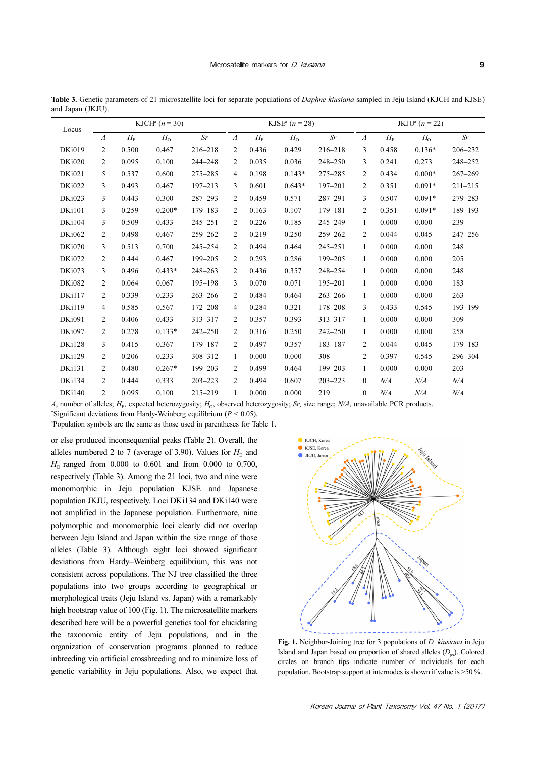**Table 3.** Genetic parameters of 21 microsatellite loci for separate populations of *Daphne kiusiana* sampled in Jeju Island (KJCH and KJSE) and Japan (JKJU).

| Locus | KJCH[a] ($n$ = 30) | | | | KJSE[a] ($n$ = 28) | | | | JKJU[a] ($n$ = 22) | | | |
|---|---|---|---|---|---|---|---|---|---|---|---|---|
| | $A$ | $H_E$ | $H_O$ | $Sr$ | $A$ | $H_E$ | $H_O$ | $Sr$ | $A$ | $H_E$ | $H_O$ | $Sr$ |
| DKi019 | 2 | 0.500 | 0.467 | 216–218 | 2 | 0.436 | 0.429 | 216–218 | 3 | 0.458 | 0.136* | 206–232 |
| DKi020 | 2 | 0.095 | 0.100 | 244–248 | 2 | 0.035 | 0.036 | 248–250 | 3 | 0.241 | 0.273 | 248–252 |
| DKi021 | 5 | 0.537 | 0.600 | 275–285 | 4 | 0.198 | 0.143* | 275–285 | 2 | 0.434 | 0.000* | 267–269 |
| DKi022 | 3 | 0.493 | 0.467 | 197–213 | 3 | 0.601 | 0.643* | 197–201 | 2 | 0.351 | 0.091* | 211–215 |
| DKi023 | 3 | 0.443 | 0.300 | 287–293 | 2 | 0.459 | 0.571 | 287–291 | 3 | 0.507 | 0.091* | 279–283 |
| DKi101 | 3 | 0.259 | 0.200* | 179–183 | 2 | 0.163 | 0.107 | 179–181 | 2 | 0.351 | 0.091* | 189–193 |
| DKi104 | 3 | 0.509 | 0.433 | 245–251 | 2 | 0.226 | 0.185 | 245–249 | 1 | 0.000 | 0.000 | 239 |
| DKi062 | 2 | 0.498 | 0.467 | 259–262 | 2 | 0.219 | 0.250 | 259–262 | 2 | 0.044 | 0.045 | 247–256 |
| DKi070 | 3 | 0.513 | 0.700 | 245–254 | 2 | 0.494 | 0.464 | 245–251 | 1 | 0.000 | 0.000 | 248 |
| DKi072 | 2 | 0.444 | 0.467 | 199–205 | 2 | 0.293 | 0.286 | 199–205 | 1 | 0.000 | 0.000 | 205 |
| DKi073 | 3 | 0.496 | 0.433* | 248–263 | 2 | 0.436 | 0.357 | 248–254 | 1 | 0.000 | 0.000 | 248 |
| DKi082 | 2 | 0.064 | 0.067 | 195–198 | 3 | 0.070 | 0.071 | 195–201 | 1 | 0.000 | 0.000 | 183 |
| DKi117 | 2 | 0.339 | 0.233 | 263–266 | 2 | 0.484 | 0.464 | 263–266 | 1 | 0.000 | 0.000 | 263 |
| DKi119 | 4 | 0.585 | 0.567 | 172–208 | 4 | 0.284 | 0.321 | 178–208 | 3 | 0.433 | 0.545 | 193–199 |
| DKi091 | 2 | 0.406 | 0.433 | 313–317 | 2 | 0.357 | 0.393 | 313–317 | 1 | 0.000 | 0.000 | 309 |
| DKi097 | 2 | 0.278 | 0.133* | 242–250 | 2 | 0.316 | 0.250 | 242–250 | 1 | 0.000 | 0.000 | 258 |
| DKi128 | 3 | 0.415 | 0.367 | 179–187 | 2 | 0.497 | 0.357 | 183–187 | 2 | 0.044 | 0.045 | 179–183 |
| DKi129 | 2 | 0.206 | 0.233 | 308–312 | 1 | 0.000 | 0.000 | 308 | 2 | 0.397 | 0.545 | 296–304 |
| DKi131 | 2 | 0.480 | 0.267* | 199–203 | 2 | 0.499 | 0.464 | 199–203 | 1 | 0.000 | 0.000 | 203 |
| DKi134 | 2 | 0.444 | 0.333 | 203–223 | 2 | 0.494 | 0.607 | 203–223 | 0 | *N/A* | *N/A* | *N/A* |
| DKi140 | 2 | 0.095 | 0.100 | 215–219 | 1 | 0.000 | 0.000 | 219 | 0 | *N/A* | *N/A* | *N/A* |

$A$, number of alleles; $H_E$, expected heterozygosity; $H_O$, observed heterozygosity; $Sr$, size range; *N/A*, unavailable PCR products.
*Significant deviations from Hardy-Weinberg equilibrium ($P$ < 0.05).
[a]Population symbols are the same as those used in parentheses for Table 1.

or else produced inconsequential peaks (Table 2). Overall, the alleles numbered 2 to 7 (average of 3.90). Values for $H_E$ and $H_O$ ranged from 0.000 to 0.601 and from 0.000 to 0.700, respectively (Table 3). Among the 21 loci, two and nine were monomorphic in Jeju population KJSE and Japanese population JKJU, respectively. Loci DKi134 and DKi140 were not amplified in the Japanese population. Furthermore, nine polymorphic and monomorphic loci clearly did not overlap between Jeju Island and Japan within the size range of those alleles (Table 3). Although eight loci showed significant deviations from Hardy–Weinberg equilibrium, this was not consistent across populations. The NJ tree classified the three populations into two groups according to geographical or morphological traits (Jeju Island vs. Japan) with a remarkably high bootstrap value of 100 (Fig. 1). The microsatellite markers described here will be a powerful genetics tool for elucidating the taxonomic entity of Jeju populations, and in the organization of conservation programs planned to reduce inbreeding via artificial crossbreeding and to minimize loss of genetic variability in Jeju populations. Also, we expect that

**Fig. 1.** Neighbor-Joining tree for 3 populations of *D. kiusiana* in Jeju Island and Japan based on proportion of shared alleles ($D_{ps}$). Colored circles on branch tips indicate number of individuals for each population. Bootstrap support at internodes is shown if value is >50 %.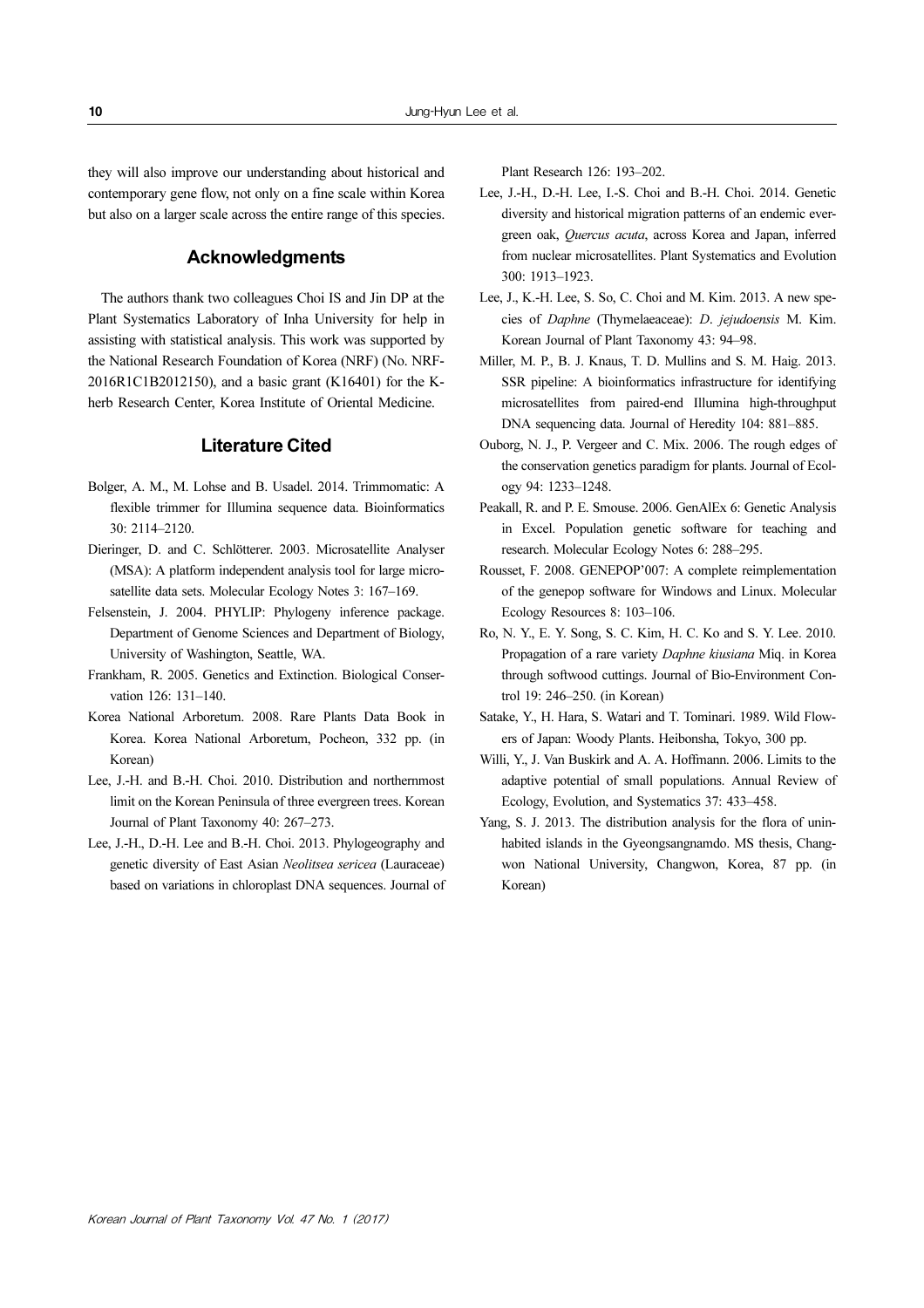they will also improve our understanding about historical and contemporary gene flow, not only on a fine scale within Korea but also on a larger scale across the entire range of this species.

## Acknowledgments

The authors thank two colleagues Choi IS and Jin DP at the Plant Systematics Laboratory of Inha University for help in assisting with statistical analysis. This work was supported by the National Research Foundation of Korea (NRF) (No. NRF-2016R1C1B2012150), and a basic grant (K16401) for the K-herb Research Center, Korea Institute of Oriental Medicine.

## Literature Cited

Bolger, A. M., M. Lohse and B. Usadel. 2014. Trimmomatic: A flexible trimmer for Illumina sequence data. Bioinformatics 30: 2114–2120.

Dieringer, D. and C. Schlötterer. 2003. Microsatellite Analyser (MSA): A platform independent analysis tool for large microsatellite data sets. Molecular Ecology Notes 3: 167–169.

Felsenstein, J. 2004. PHYLIP: Phylogeny inference package. Department of Genome Sciences and Department of Biology, University of Washington, Seattle, WA.

Frankham, R. 2005. Genetics and Extinction. Biological Conservation 126: 131–140.

Korea National Arboretum. 2008. Rare Plants Data Book in Korea. Korea National Arboretum, Pocheon, 332 pp. (in Korean)

Lee, J.-H. and B.-H. Choi. 2010. Distribution and northernmost limit on the Korean Peninsula of three evergreen trees. Korean Journal of Plant Taxonomy 40: 267–273.

Lee, J.-H., D.-H. Lee and B.-H. Choi. 2013. Phylogeography and genetic diversity of East Asian *Neolitsea sericea* (Lauraceae) based on variations in chloroplast DNA sequences. Journal of Plant Research 126: 193–202.

Lee, J.-H., D.-H. Lee, I.-S. Choi and B.-H. Choi. 2014. Genetic diversity and historical migration patterns of an endemic evergreen oak, *Quercus acuta*, across Korea and Japan, inferred from nuclear microsatellites. Plant Systematics and Evolution 300: 1913–1923.

Lee, J., K.-H. Lee, S. So, C. Choi and M. Kim. 2013. A new species of *Daphne* (Thymelaeaceae): *D*. *jejudoensis* M. Kim. Korean Journal of Plant Taxonomy 43: 94–98.

Miller, M. P., B. J. Knaus, T. D. Mullins and S. M. Haig. 2013. SSR pipeline: A bioinformatics infrastructure for identifying microsatellites from paired-end Illumina high-throughput DNA sequencing data. Journal of Heredity 104: 881–885.

Ouborg, N. J., P. Vergeer and C. Mix. 2006. The rough edges of the conservation genetics paradigm for plants. Journal of Ecology 94: 1233–1248.

Peakall, R. and P. E. Smouse. 2006. GenAlEx 6: Genetic Analysis in Excel. Population genetic software for teaching and research. Molecular Ecology Notes 6: 288–295.

Rousset, F. 2008. GENEPOP'007: A complete reimplementation of the genepop software for Windows and Linux. Molecular Ecology Resources 8: 103–106.

Ro, N. Y., E. Y. Song, S. C. Kim, H. C. Ko and S. Y. Lee. 2010. Propagation of a rare variety *Daphne kiusiana* Miq. in Korea through softwood cuttings. Journal of Bio-Environment Control 19: 246–250. (in Korean)

Satake, Y., H. Hara, S. Watari and T. Tominari. 1989. Wild Flowers of Japan: Woody Plants. Heibonsha, Tokyo, 300 pp.

Willi, Y., J. Van Buskirk and A. A. Hoffmann. 2006. Limits to the adaptive potential of small populations. Annual Review of Ecology, Evolution, and Systematics 37: 433–458.

Yang, S. J. 2013. The distribution analysis for the flora of uninhabited islands in the Gyeongsangnamdo. MS thesis, Changwon National University, Changwon, Korea, 87 pp. (in Korean)